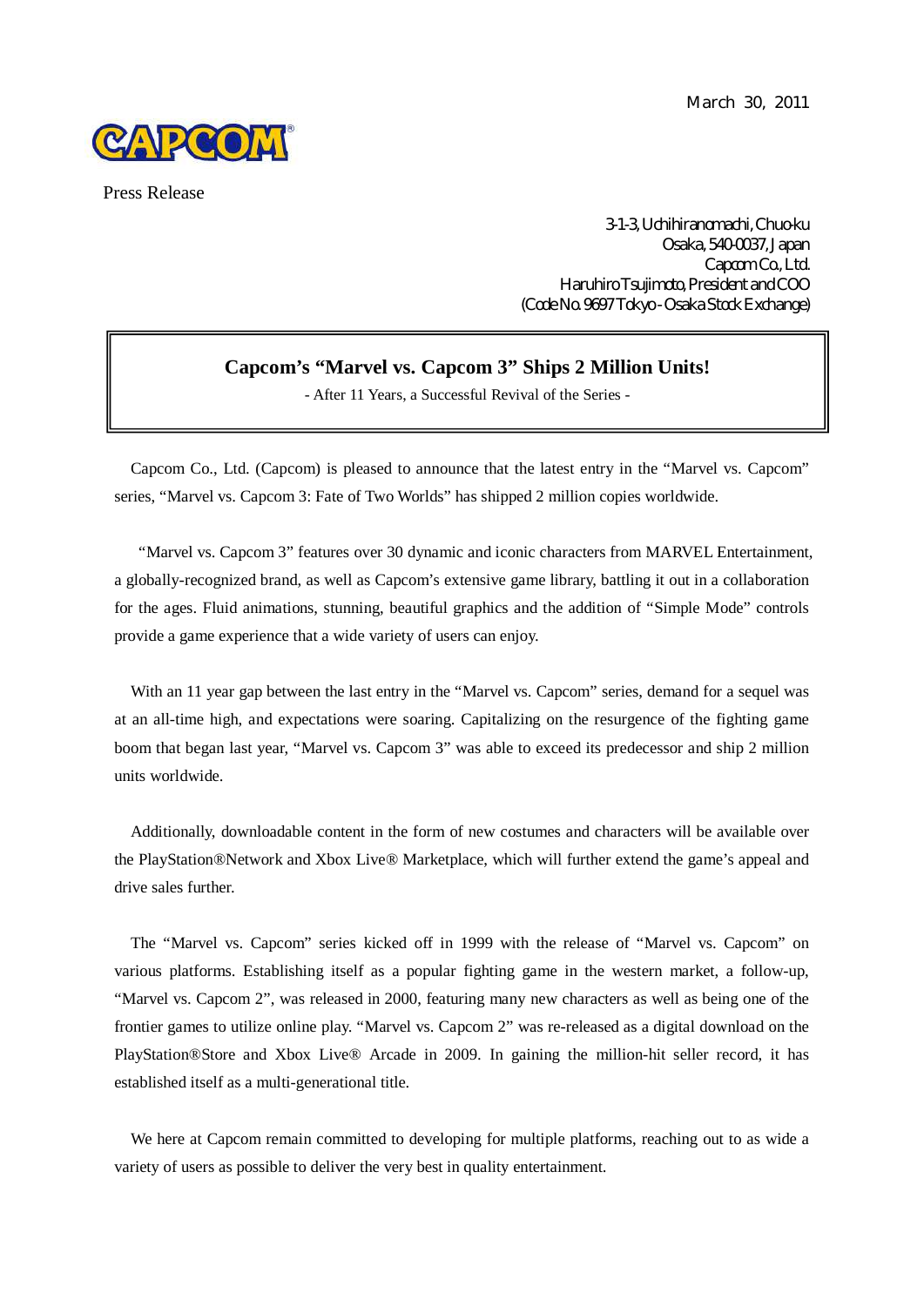March 30, 2011

CAPCOM®

Press Release

3-1-3, Uchihiranomachi, Chuo-ku
Osaka, 540-0037, Japan
Capcom Co., Ltd.
Haruhiro Tsujimoto, President and COO
(Code No. 9697 Tokyo-Osaka Stock Exchange)

# Capcom's "Marvel vs. Capcom 3" Ships 2 Million Units!

- After 11 Years, a Successful Revival of the Series -

Capcom Co., Ltd. (Capcom) is pleased to announce that the latest entry in the "Marvel vs. Capcom" series, "Marvel vs. Capcom 3: Fate of Two Worlds" has shipped 2 million copies worldwide.

"Marvel vs. Capcom 3" features over 30 dynamic and iconic characters from MARVEL Entertainment, a globally-recognized brand, as well as Capcom's extensive game library, battling it out in a collaboration for the ages. Fluid animations, stunning, beautiful graphics and the addition of "Simple Mode" controls provide a game experience that a wide variety of users can enjoy.

With an 11 year gap between the last entry in the "Marvel vs. Capcom" series, demand for a sequel was at an all-time high, and expectations were soaring. Capitalizing on the resurgence of the fighting game boom that began last year, "Marvel vs. Capcom 3" was able to exceed its predecessor and ship 2 million units worldwide.

Additionally, downloadable content in the form of new costumes and characters will be available over the PlayStation®Network and Xbox Live® Marketplace, which will further extend the game's appeal and drive sales further.

The "Marvel vs. Capcom" series kicked off in 1999 with the release of "Marvel vs. Capcom" on various platforms. Establishing itself as a popular fighting game in the western market, a follow-up, "Marvel vs. Capcom 2", was released in 2000, featuring many new characters as well as being one of the frontier games to utilize online play. "Marvel vs. Capcom 2" was re-released as a digital download on the PlayStation®Store and Xbox Live® Arcade in 2009. In gaining the million-hit seller record, it has established itself as a multi-generational title.

We here at Capcom remain committed to developing for multiple platforms, reaching out to as wide a variety of users as possible to deliver the very best in quality entertainment.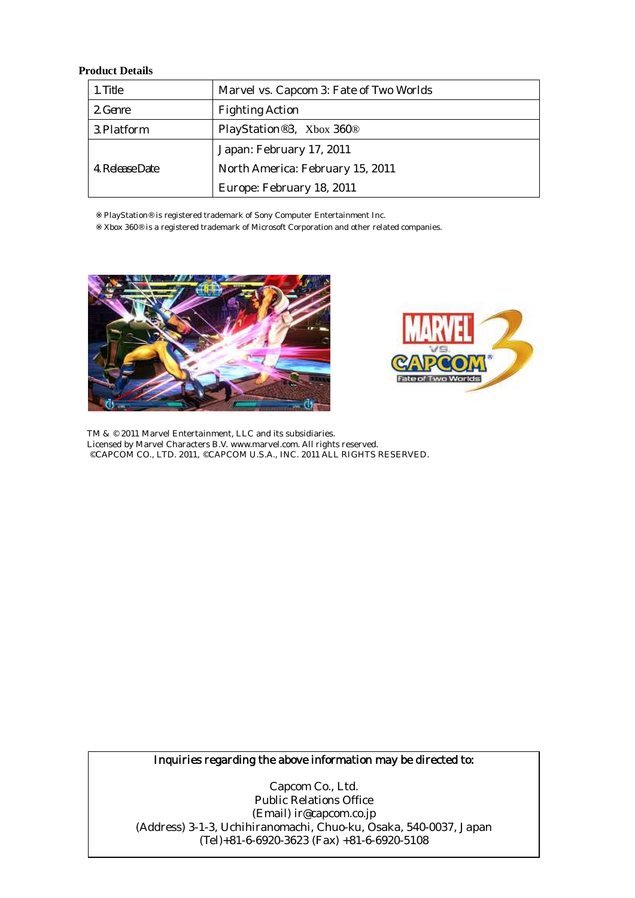**Product Details**

| | |
|---|---|
| 1. Title | Marvel vs. Capcom 3: Fate of Two Worlds |
| 2. Genre | Fighting Action |
| 3. Platform | PlayStation®3, Xbox 360® |
| 4. Release Date | Japan: February 17, 2011<br>North America: February 15, 2011<br>Europe: February 18, 2011 |

※ PlayStation® is registered trademark of Sony Computer Entertainment Inc.

※ Xbox 360® is a registered trademark of Microsoft Corporation and other related companies.

TM & © 2011 Marvel Entertainment, LLC and its subsidiaries.
Licensed by Marvel Characters B.V. www.marvel.com. All rights reserved.
©CAPCOM CO., LTD. 2011, ©CAPCOM U.S.A., INC. 2011 ALL RIGHTS RESERVED.

Inquiries regarding the above information may be directed to:

Capcom Co., Ltd.
Public Relations Office
(Email) ir@capcom.co.jp
(Address) 3-1-3, Uchihiranomachi, Chuo-ku, Osaka, 540-0037, Japan
(Tel)+81-6-6920-3623 (Fax) +81-6-6920-5108